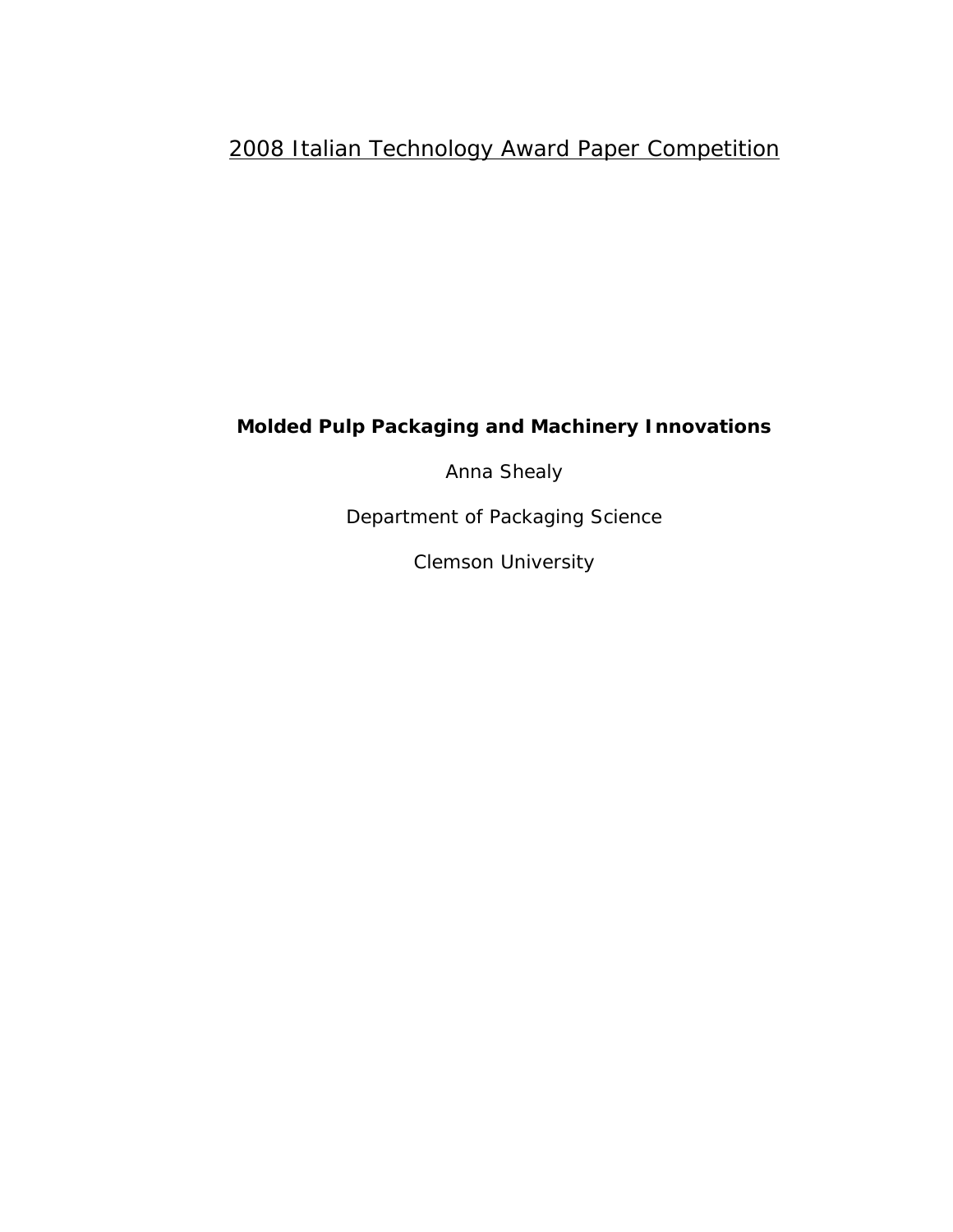2008 Italian Technology Award Paper Competition

# Molded Pulp Packaging and Machinery Innovations

Anna Shealy

Department of Packaging Science

Clemson University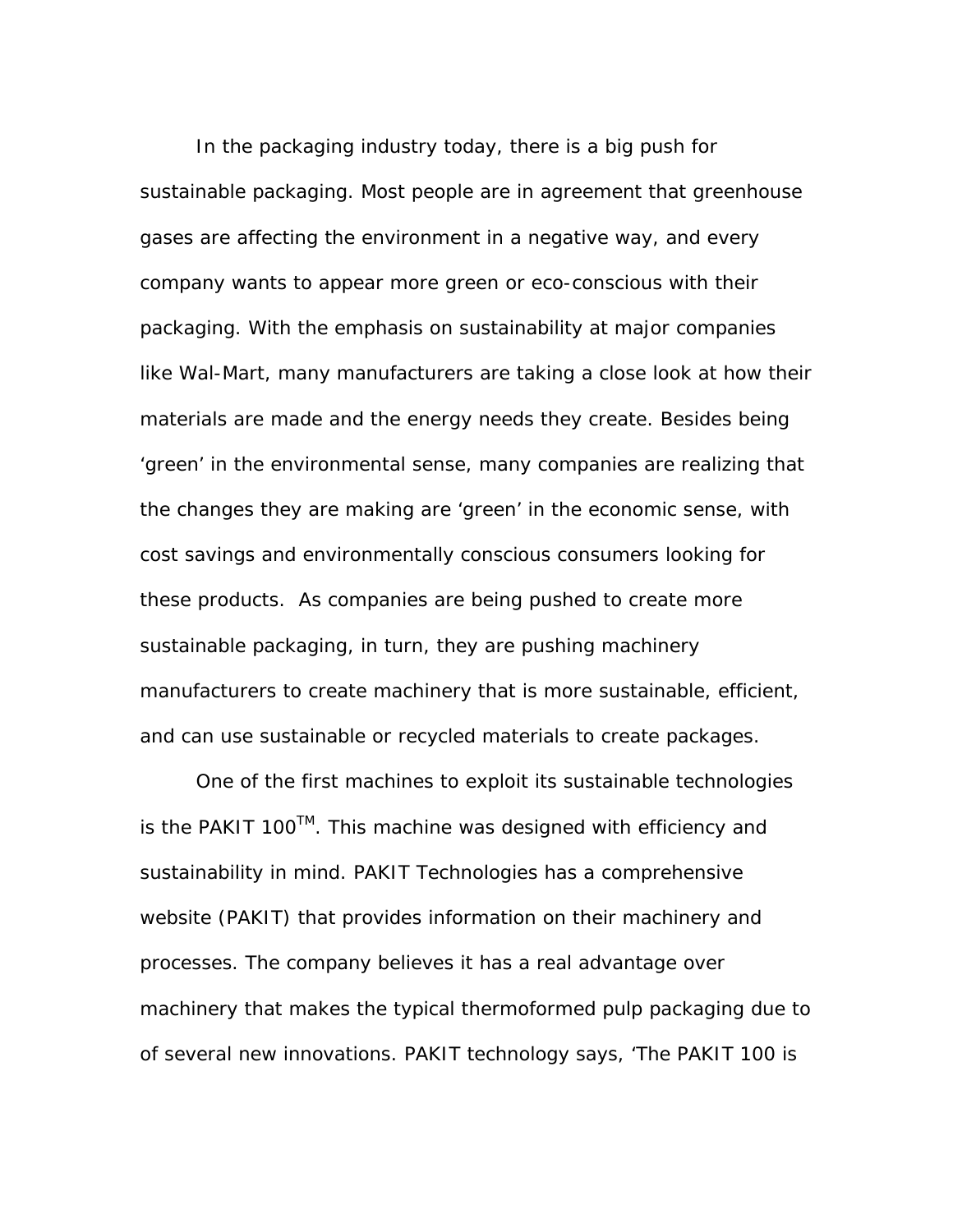In the packaging industry today, there is a big push for sustainable packaging. Most people are in agreement that greenhouse gases are affecting the environment in a negative way, and every company wants to appear more green or eco-conscious with their packaging. With the emphasis on sustainability at major companies like Wal-Mart, many manufacturers are taking a close look at how their materials are made and the energy needs they create. Besides being 'green' in the environmental sense, many companies are realizing that the changes they are making are 'green' in the economic sense, with cost savings and environmentally conscious consumers looking for these products.  As companies are being pushed to create more sustainable packaging, in turn, they are pushing machinery manufacturers to create machinery that is more sustainable, efficient, and can use sustainable or recycled materials to create packages.

One of the first machines to exploit its sustainable technologies is the PAKIT 100™. This machine was designed with efficiency and sustainability in mind. PAKIT Technologies has a comprehensive website (PAKIT) that provides information on their machinery and processes. The company believes it has a real advantage over machinery that makes the typical thermoformed pulp packaging due to of several new innovations. PAKIT technology says, 'The PAKIT 100 is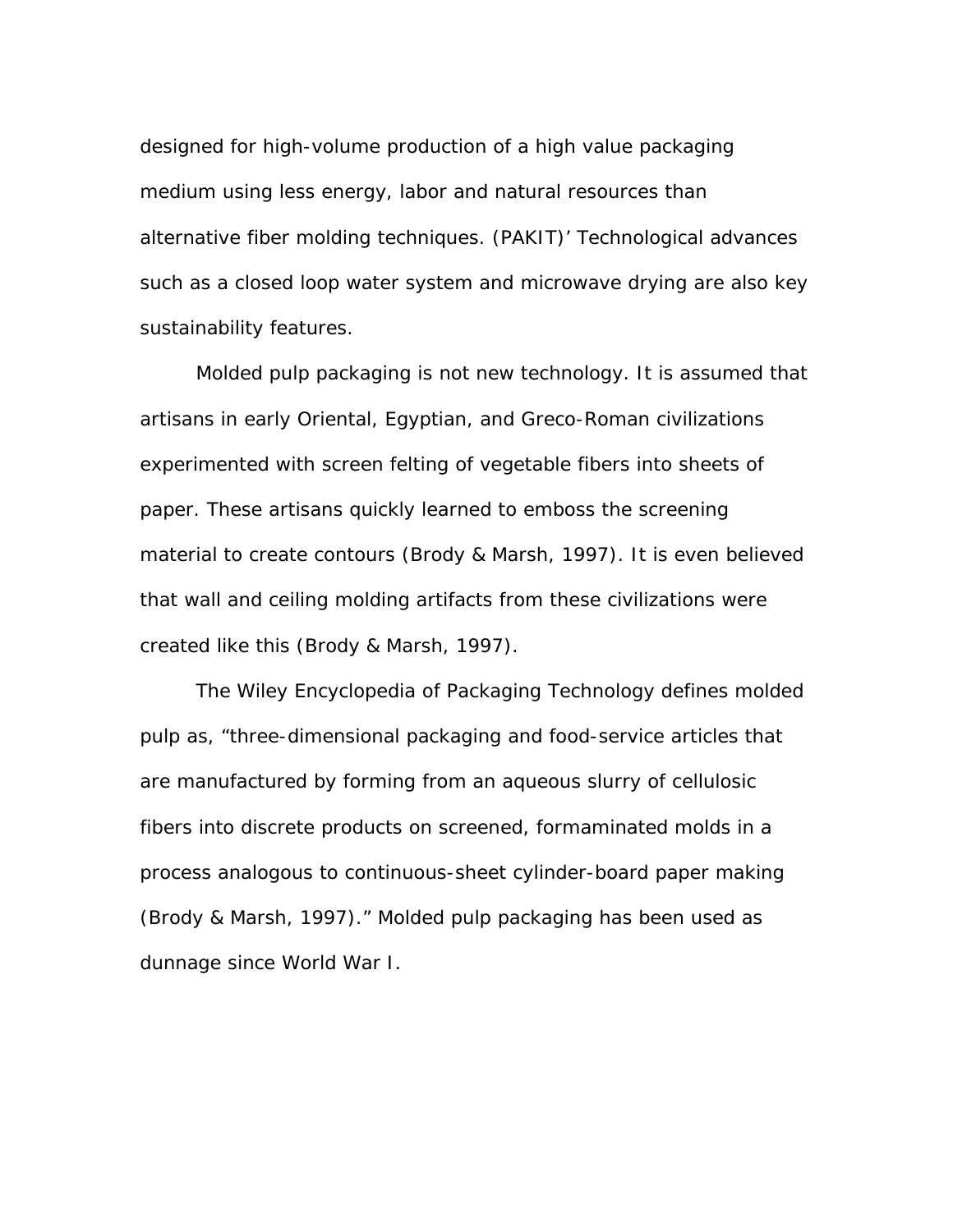designed for high-volume production of a high value packaging medium using less energy, labor and natural resources than alternative fiber molding techniques. (PAKIT)' Technological advances such as a closed loop water system and microwave drying are also key sustainability features.

Molded pulp packaging is not new technology. It is assumed that artisans in early Oriental, Egyptian, and Greco-Roman civilizations experimented with screen felting of vegetable fibers into sheets of paper. These artisans quickly learned to emboss the screening material to create contours (Brody & Marsh, 1997). It is even believed that wall and ceiling molding artifacts from these civilizations were created like this (Brody & Marsh, 1997).

The Wiley Encyclopedia of Packaging Technology defines molded pulp as, "three-dimensional packaging and food-service articles that are manufactured by forming from an aqueous slurry of cellulosic fibers into discrete products on screened, formaminated molds in a process analogous to continuous-sheet cylinder-board paper making (Brody & Marsh, 1997)." Molded pulp packaging has been used as dunnage since World War I.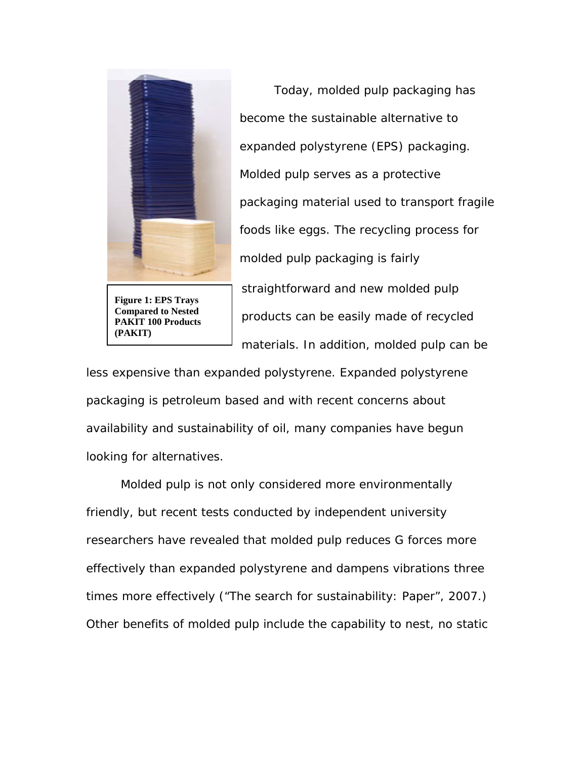Figure 1: EPS Trays Compared to Nested PAKIT 100 Products (PAKIT)

Today, molded pulp packaging has become the sustainable alternative to expanded polystyrene (EPS) packaging. Molded pulp serves as a protective packaging material used to transport fragile foods like eggs. The recycling process for molded pulp packaging is fairly straightforward and new molded pulp products can be easily made of recycled materials. In addition, molded pulp can be less expensive than expanded polystyrene. Expanded polystyrene packaging is petroleum based and with recent concerns about availability and sustainability of oil, many companies have begun looking for alternatives.

Molded pulp is not only considered more environmentally friendly, but recent tests conducted by independent university researchers have revealed that molded pulp reduces G forces more effectively than expanded polystyrene and dampens vibrations three times more effectively ("The search for sustainability: Paper", 2007.) Other benefits of molded pulp include the capability to nest, no static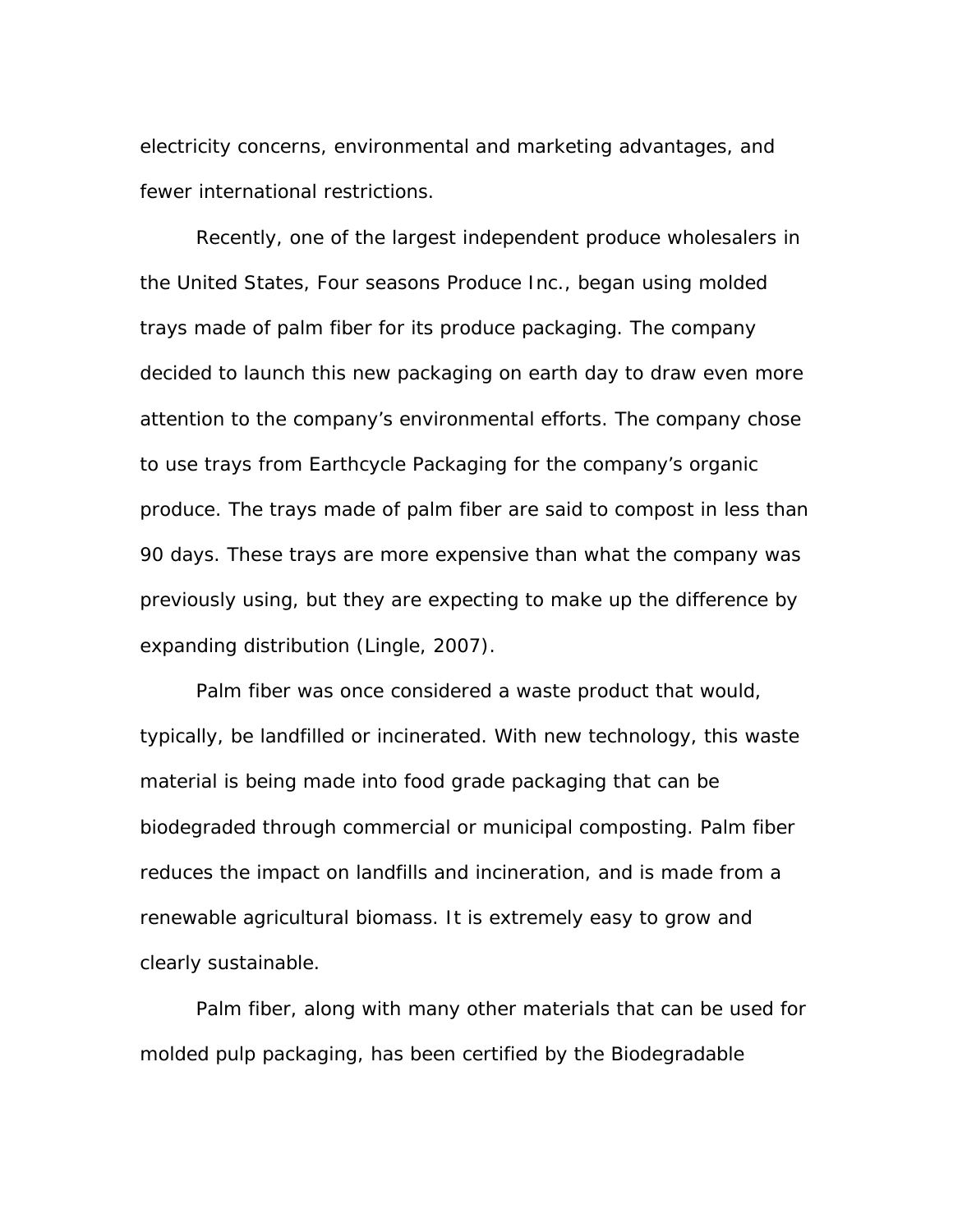electricity concerns, environmental and marketing advantages, and fewer international restrictions.

Recently, one of the largest independent produce wholesalers in the United States, Four seasons Produce Inc., began using molded trays made of palm fiber for its produce packaging. The company decided to launch this new packaging on earth day to draw even more attention to the company's environmental efforts. The company chose to use trays from Earthcycle Packaging for the company's organic produce. The trays made of palm fiber are said to compost in less than 90 days. These trays are more expensive than what the company was previously using, but they are expecting to make up the difference by expanding distribution (Lingle, 2007).

Palm fiber was once considered a waste product that would, typically, be landfilled or incinerated. With new technology, this waste material is being made into food grade packaging that can be biodegraded through commercial or municipal composting. Palm fiber reduces the impact on landfills and incineration, and is made from a renewable agricultural biomass. It is extremely easy to grow and clearly sustainable.

Palm fiber, along with many other materials that can be used for molded pulp packaging, has been certified by the Biodegradable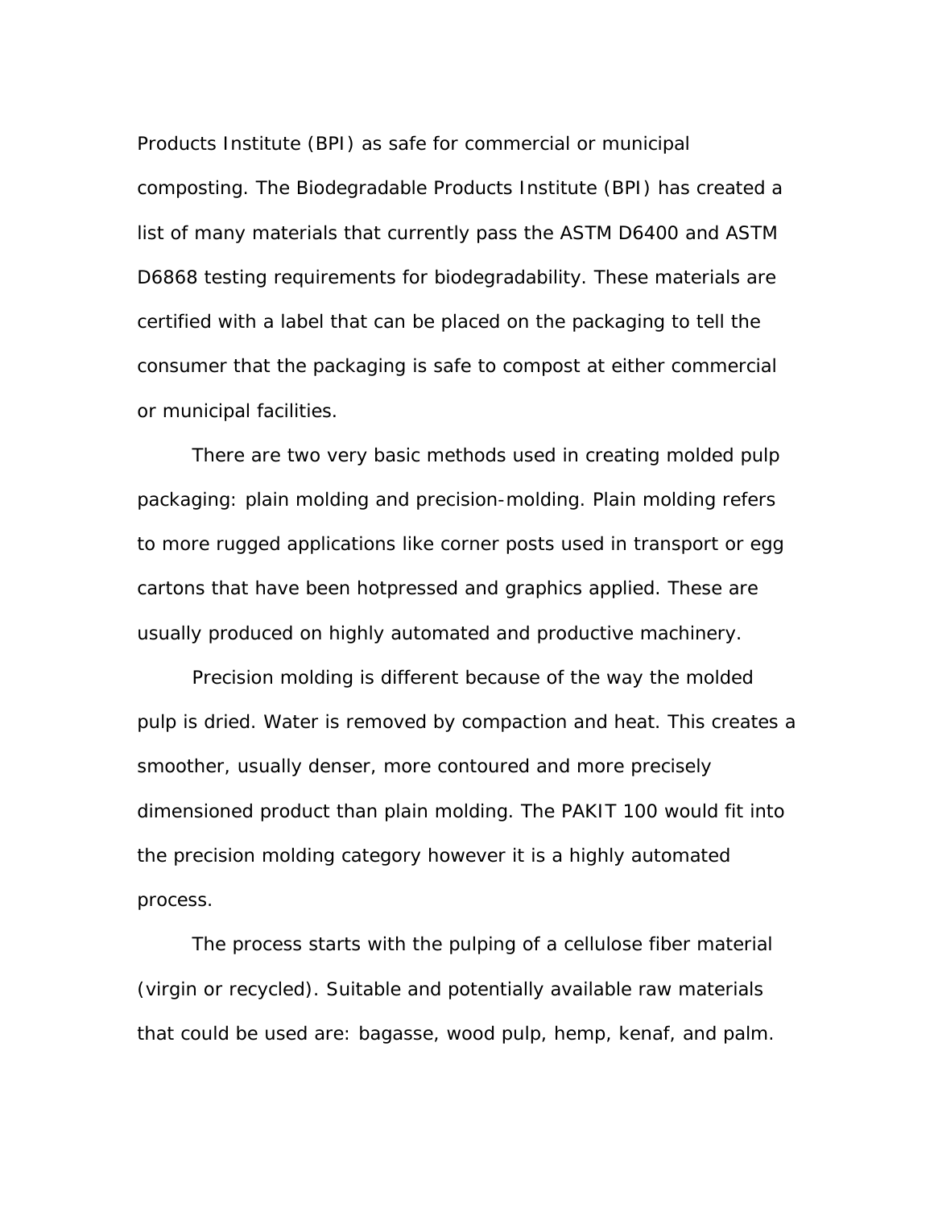Products Institute (BPI) as safe for commercial or municipal composting. The Biodegradable Products Institute (BPI) has created a list of many materials that currently pass the ASTM D6400 and ASTM D6868 testing requirements for biodegradability. These materials are certified with a label that can be placed on the packaging to tell the consumer that the packaging is safe to compost at either commercial or municipal facilities.

There are two very basic methods used in creating molded pulp packaging: plain molding and precision-molding. Plain molding refers to more rugged applications like corner posts used in transport or egg cartons that have been hotpressed and graphics applied. These are usually produced on highly automated and productive machinery.

Precision molding is different because of the way the molded pulp is dried. Water is removed by compaction and heat. This creates a smoother, usually denser, more contoured and more precisely dimensioned product than plain molding. The PAKIT 100 would fit into the precision molding category however it is a highly automated process.

The process starts with the pulping of a cellulose fiber material (virgin or recycled). Suitable and potentially available raw materials that could be used are: bagasse, wood pulp, hemp, kenaf, and palm.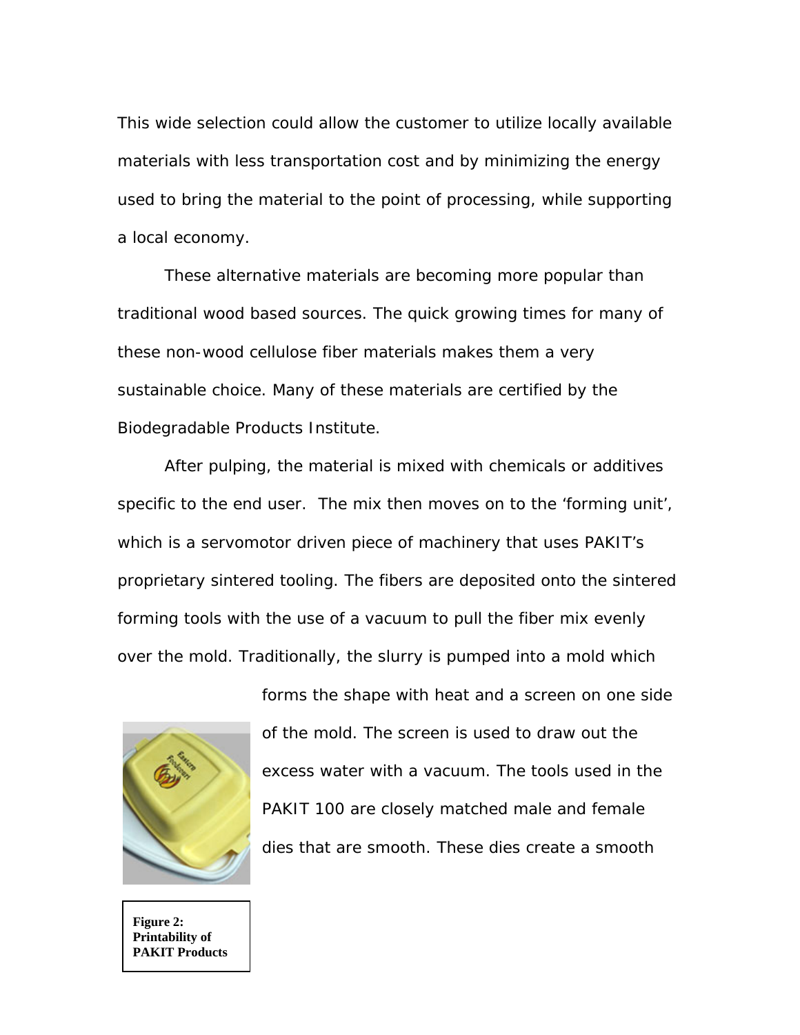This wide selection could allow the customer to utilize locally available materials with less transportation cost and by minimizing the energy used to bring the material to the point of processing, while supporting a local economy.

These alternative materials are becoming more popular than traditional wood based sources. The quick growing times for many of these non-wood cellulose fiber materials makes them a very sustainable choice. Many of these materials are certified by the Biodegradable Products Institute.

After pulping, the material is mixed with chemicals or additives specific to the end user. The mix then moves on to the 'forming unit', which is a servomotor driven piece of machinery that uses PAKIT's proprietary sintered tooling. The fibers are deposited onto the sintered forming tools with the use of a vacuum to pull the fiber mix evenly over the mold. Traditionally, the slurry is pumped into a mold which forms the shape with heat and a screen on one side of the mold. The screen is used to draw out the excess water with a vacuum. The tools used in the PAKIT 100 are closely matched male and female dies that are smooth. These dies create a smooth

**Figure 2: Printability of PAKIT Products**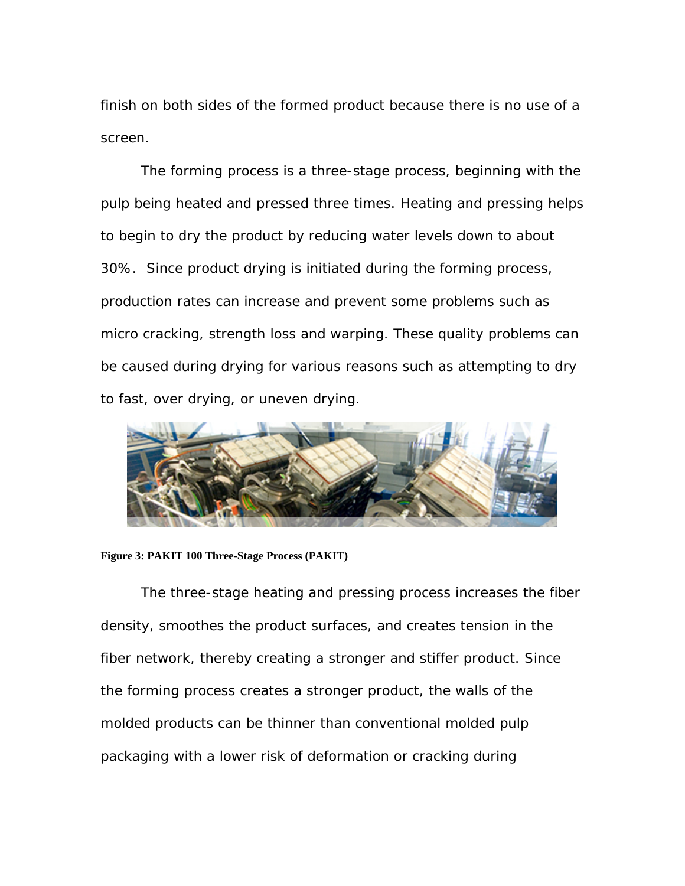finish on both sides of the formed product because there is no use of a screen.

The forming process is a three-stage process, beginning with the pulp being heated and pressed three times. Heating and pressing helps to begin to dry the product by reducing water levels down to about 30%. Since product drying is initiated during the forming process, production rates can increase and prevent some problems such as micro cracking, strength loss and warping. These quality problems can be caused during drying for various reasons such as attempting to dry to fast, over drying, or uneven drying.

**Figure 3: PAKIT 100 Three-Stage Process (PAKIT)**

The three-stage heating and pressing process increases the fiber density, smoothes the product surfaces, and creates tension in the fiber network, thereby creating a stronger and stiffer product. Since the forming process creates a stronger product, the walls of the molded products can be thinner than conventional molded pulp packaging with a lower risk of deformation or cracking during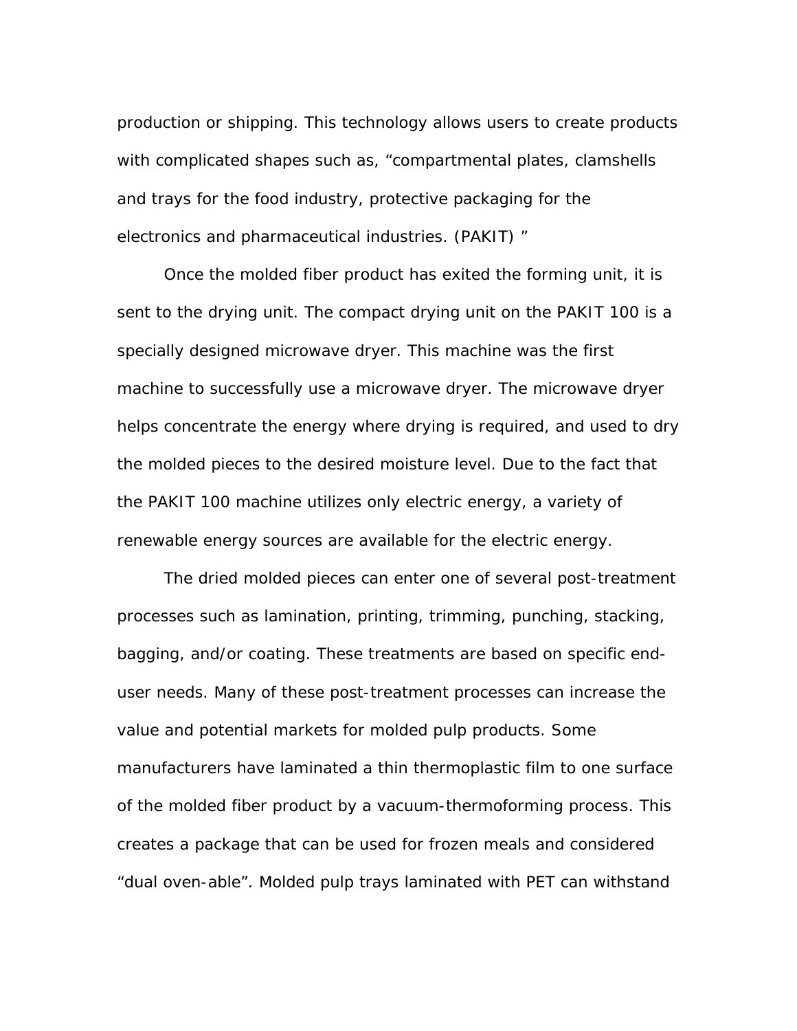production or shipping. This technology allows users to create products with complicated shapes such as, "compartmental plates, clamshells and trays for the food industry, protective packaging for the electronics and pharmaceutical industries. (PAKIT) "

Once the molded fiber product has exited the forming unit, it is sent to the drying unit. The compact drying unit on the PAKIT 100 is a specially designed microwave dryer. This machine was the first machine to successfully use a microwave dryer. The microwave dryer helps concentrate the energy where drying is required, and used to dry the molded pieces to the desired moisture level. Due to the fact that the PAKIT 100 machine utilizes only electric energy, a variety of renewable energy sources are available for the electric energy.

The dried molded pieces can enter one of several post-treatment processes such as lamination, printing, trimming, punching, stacking, bagging, and/or coating. These treatments are based on specific end-user needs. Many of these post-treatment processes can increase the value and potential markets for molded pulp products. Some manufacturers have laminated a thin thermoplastic film to one surface of the molded fiber product by a vacuum-thermoforming process. This creates a package that can be used for frozen meals and considered "dual oven-able". Molded pulp trays laminated with PET can withstand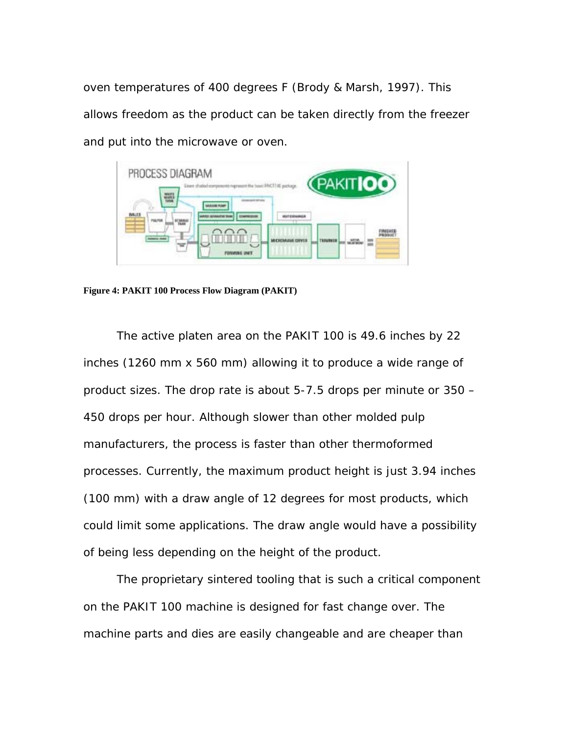oven temperatures of 400 degrees F (Brody & Marsh, 1997). This allows freedom as the product can be taken directly from the freezer and put into the microwave or oven.

**Figure 4: PAKIT 100 Process Flow Diagram (PAKIT)**

The active platen area on the PAKIT 100 is 49.6 inches by 22 inches (1260 mm x 560 mm) allowing it to produce a wide range of product sizes. The drop rate is about 5-7.5 drops per minute or 350 – 450 drops per hour. Although slower than other molded pulp manufacturers, the process is faster than other thermoformed processes. Currently, the maximum product height is just 3.94 inches (100 mm) with a draw angle of 12 degrees for most products, which could limit some applications. The draw angle would have a possibility of being less depending on the height of the product.

The proprietary sintered tooling that is such a critical component on the PAKIT 100 machine is designed for fast change over. The machine parts and dies are easily changeable and are cheaper than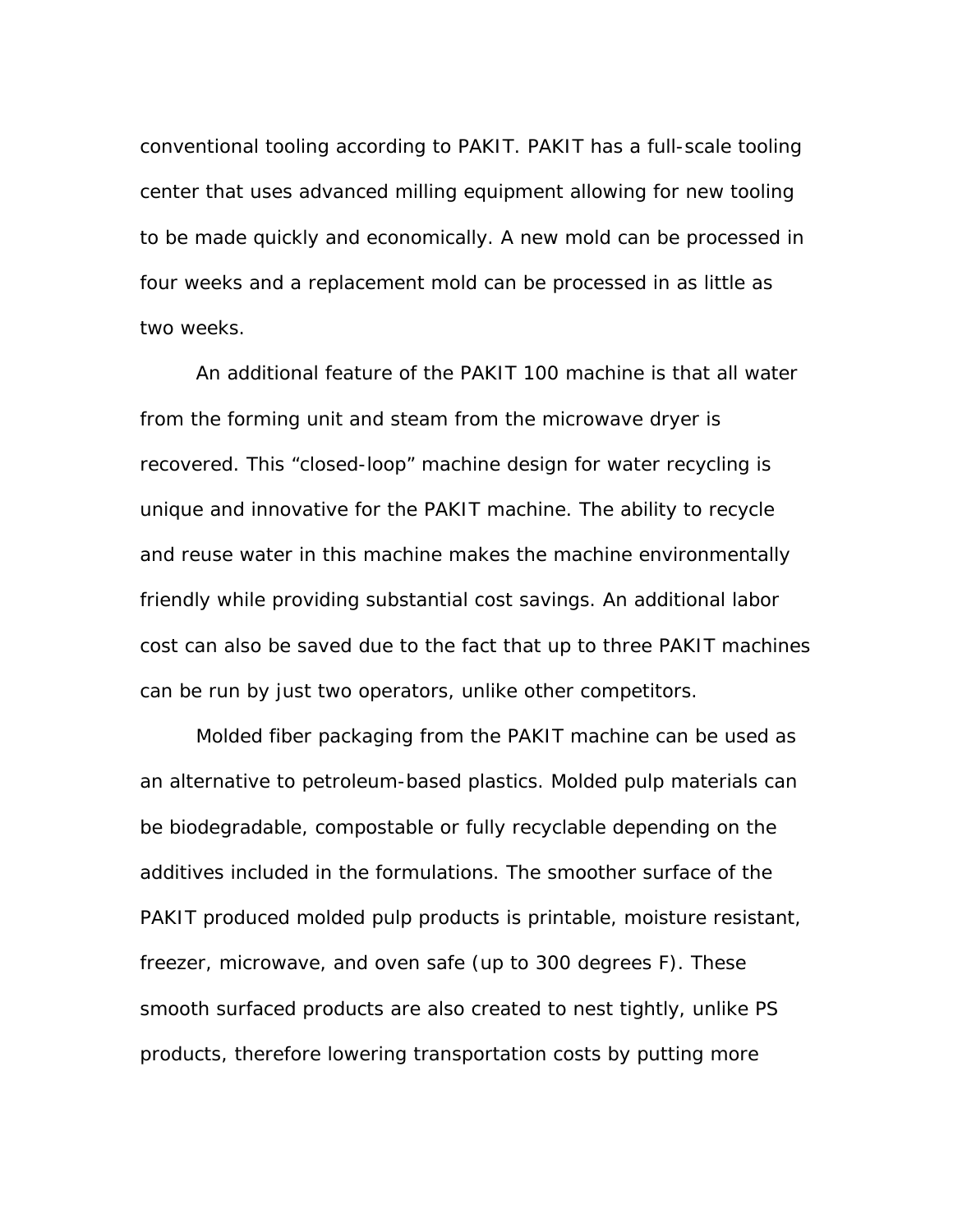conventional tooling according to PAKIT. PAKIT has a full-scale tooling center that uses advanced milling equipment allowing for new tooling to be made quickly and economically. A new mold can be processed in four weeks and a replacement mold can be processed in as little as two weeks.

An additional feature of the PAKIT 100 machine is that all water from the forming unit and steam from the microwave dryer is recovered. This "closed-loop" machine design for water recycling is unique and innovative for the PAKIT machine. The ability to recycle and reuse water in this machine makes the machine environmentally friendly while providing substantial cost savings. An additional labor cost can also be saved due to the fact that up to three PAKIT machines can be run by just two operators, unlike other competitors.

Molded fiber packaging from the PAKIT machine can be used as an alternative to petroleum-based plastics. Molded pulp materials can be biodegradable, compostable or fully recyclable depending on the additives included in the formulations. The smoother surface of the PAKIT produced molded pulp products is printable, moisture resistant, freezer, microwave, and oven safe (up to 300 degrees F). These smooth surfaced products are also created to nest tightly, unlike PS products, therefore lowering transportation costs by putting more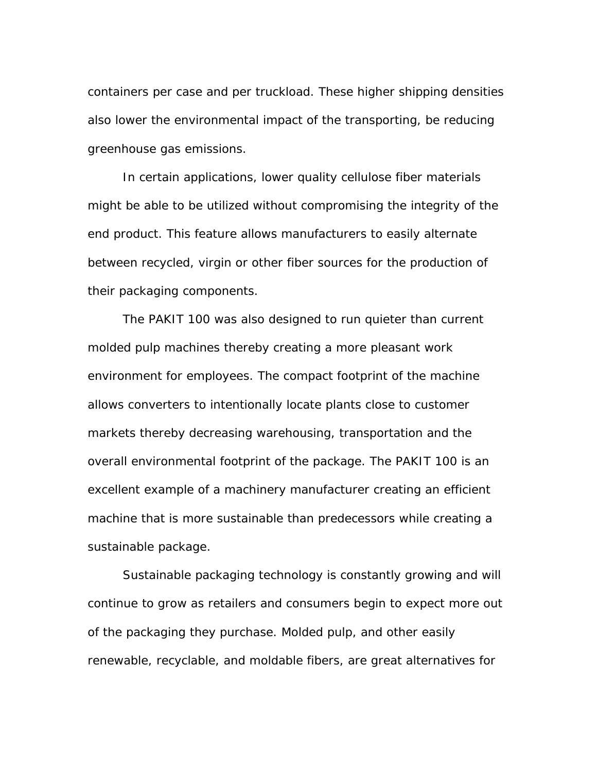containers per case and per truckload. These higher shipping densities also lower the environmental impact of the transporting, be reducing greenhouse gas emissions.

In certain applications, lower quality cellulose fiber materials might be able to be utilized without compromising the integrity of the end product. This feature allows manufacturers to easily alternate between recycled, virgin or other fiber sources for the production of their packaging components.

The PAKIT 100 was also designed to run quieter than current molded pulp machines thereby creating a more pleasant work environment for employees. The compact footprint of the machine allows converters to intentionally locate plants close to customer markets thereby decreasing warehousing, transportation and the overall environmental footprint of the package. The PAKIT 100 is an excellent example of a machinery manufacturer creating an efficient machine that is more sustainable than predecessors while creating a sustainable package.

Sustainable packaging technology is constantly growing and will continue to grow as retailers and consumers begin to expect more out of the packaging they purchase. Molded pulp, and other easily renewable, recyclable, and moldable fibers, are great alternatives for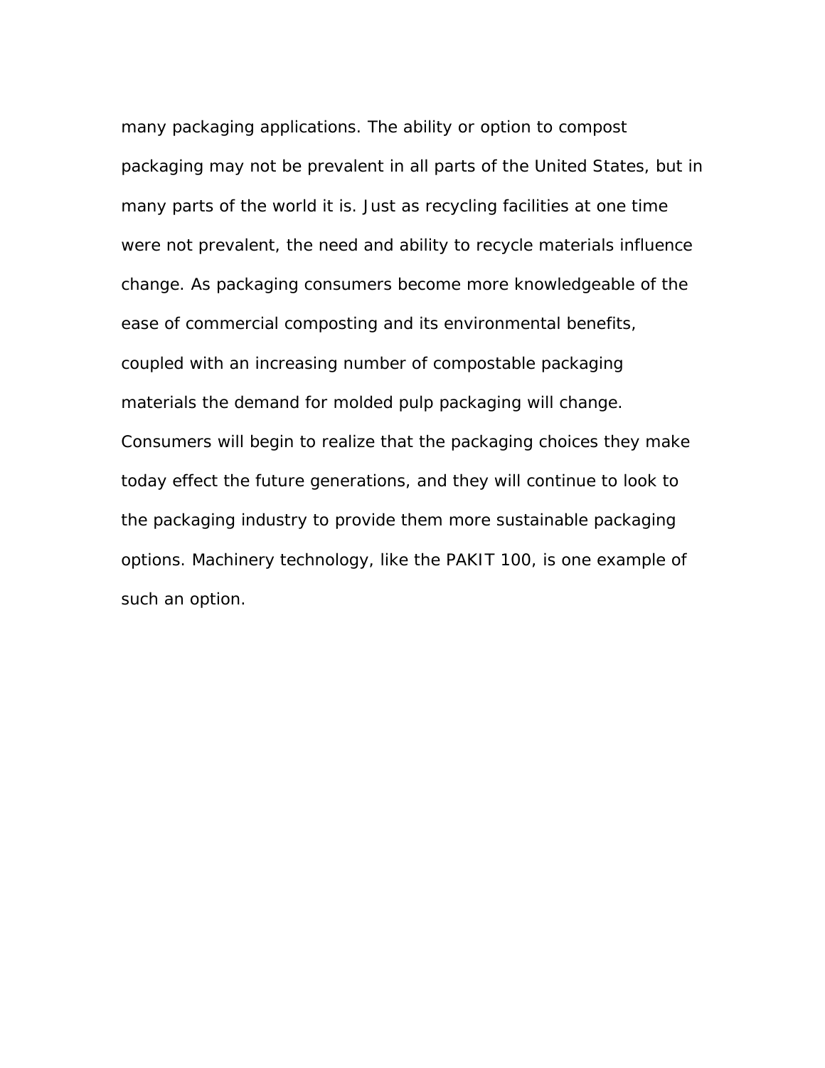many packaging applications. The ability or option to compost packaging may not be prevalent in all parts of the United States, but in many parts of the world it is. Just as recycling facilities at one time were not prevalent, the need and ability to recycle materials influence change. As packaging consumers become more knowledgeable of the ease of commercial composting and its environmental benefits, coupled with an increasing number of compostable packaging materials the demand for molded pulp packaging will change. Consumers will begin to realize that the packaging choices they make today effect the future generations, and they will continue to look to the packaging industry to provide them more sustainable packaging options. Machinery technology, like the PAKIT 100, is one example of such an option.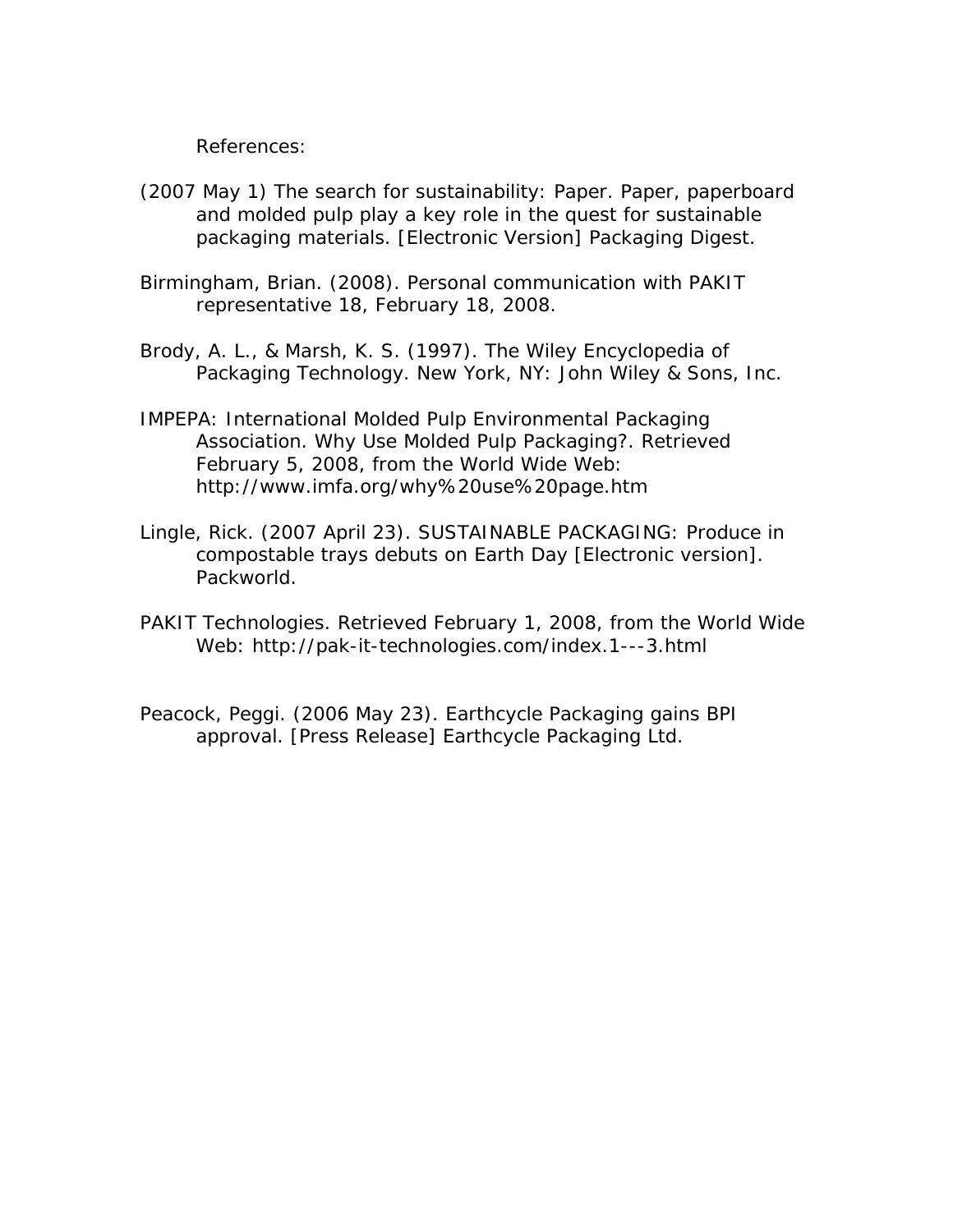References:

(2007 May 1) The search for sustainability: Paper. Paper, paperboard and molded pulp play a key role in the quest for sustainable packaging materials. [Electronic Version] Packaging Digest.

Birmingham, Brian. (2008). Personal communication with PAKIT representative 18, February 18, 2008.

Brody, A. L., & Marsh, K. S. (1997). The Wiley Encyclopedia of Packaging Technology. New York, NY: John Wiley & Sons, Inc.

IMPEPA: International Molded Pulp Environmental Packaging Association. Why Use Molded Pulp Packaging?. Retrieved February 5, 2008, from the World Wide Web: http://www.imfa.org/why%20use%20page.htm

Lingle, Rick. (2007 April 23). SUSTAINABLE PACKAGING: Produce in compostable trays debuts on Earth Day [Electronic version]. Packworld.

PAKIT Technologies. Retrieved February 1, 2008, from the World Wide Web: http://pak-it-technologies.com/index.1---3.html

Peacock, Peggi. (2006 May 23). Earthcycle Packaging gains BPI approval. [Press Release] Earthcycle Packaging Ltd.